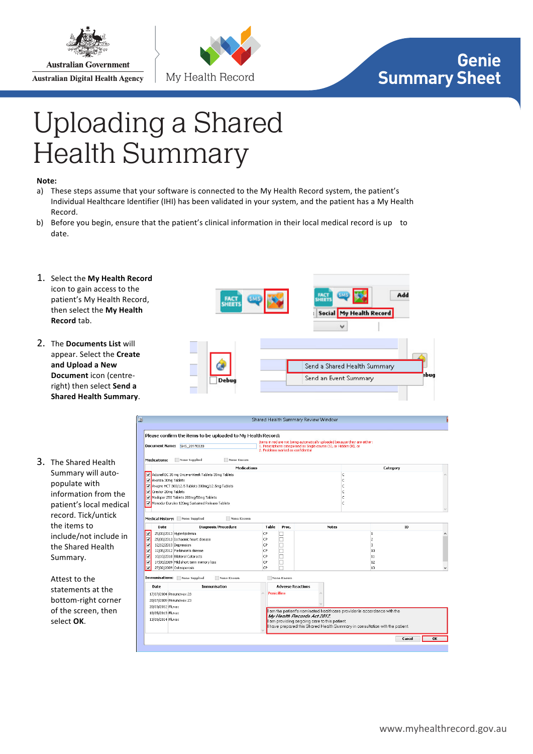Australian Government
Australian Digital Health Agency

My Health Record

**Genie Summary Sheet**

# Uploading a Shared Health Summary

**Note:**

a) These steps assume that your software is connected to the My Health Record system, the patient's Individual Healthcare Identifier (IHI) has been validated in your system, and the patient has a My Health Record.

b) Before you begin, ensure that the patient's clinical information in their local medical record is up to date.

1. Select the **My Health Record** icon to gain access to the patient's My Health Record, then select the **My Health Record** tab.

2. The **Documents List** will appear. Select the **Create and Upload a New Document** icon (centre-right) then select **Send a Shared Health Summary**.

3. The Shared Health Summary will auto-populate with information from the patient's local medical record. Tick/untick the items to include/not include in the Shared Health Summary.

   Attest to the statements at the bottom-right corner of the screen, then select **OK**.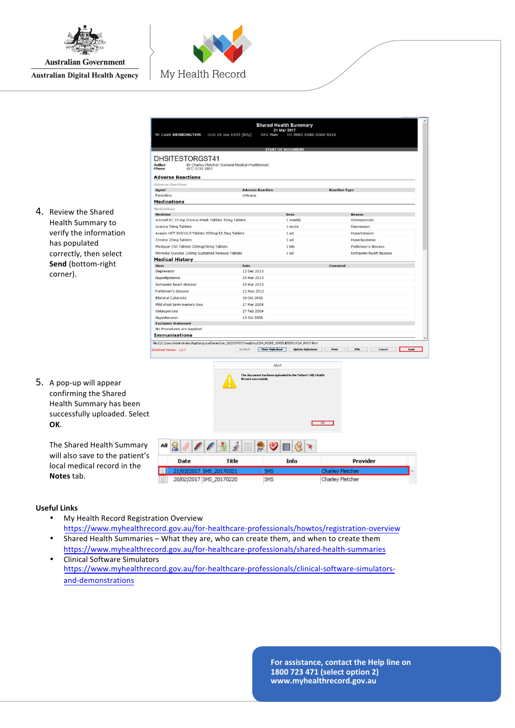4. Review the Shared Health Summary to verify the information has populated correctly, then select **Send** (bottom-right corner).

5. A pop-up will appear confirming the Shared Health Summary has been successfully uploaded. Select **OK**.

The Shared Health Summary will also save to the patient's local medical record in the **Notes** tab.

**Useful Links**

- My Health Record Registration Overview
  https://www.myhealthrecord.gov.au/for-healthcare-professionals/howtos/registration-overview
- Shared Health Summaries – What they are, who can create them, and when to create them
  https://www.myhealthrecord.gov.au/for-healthcare-professionals/shared-health-summaries
- Clinical Software Simulators
  https://www.myhealthrecord.gov.au/for-healthcare-professionals/clinical-software-simulators-and-demonstrations

**For assistance, contact the Help line on 1800 723 471 (select option 2) www.myhealthrecord.gov.au**